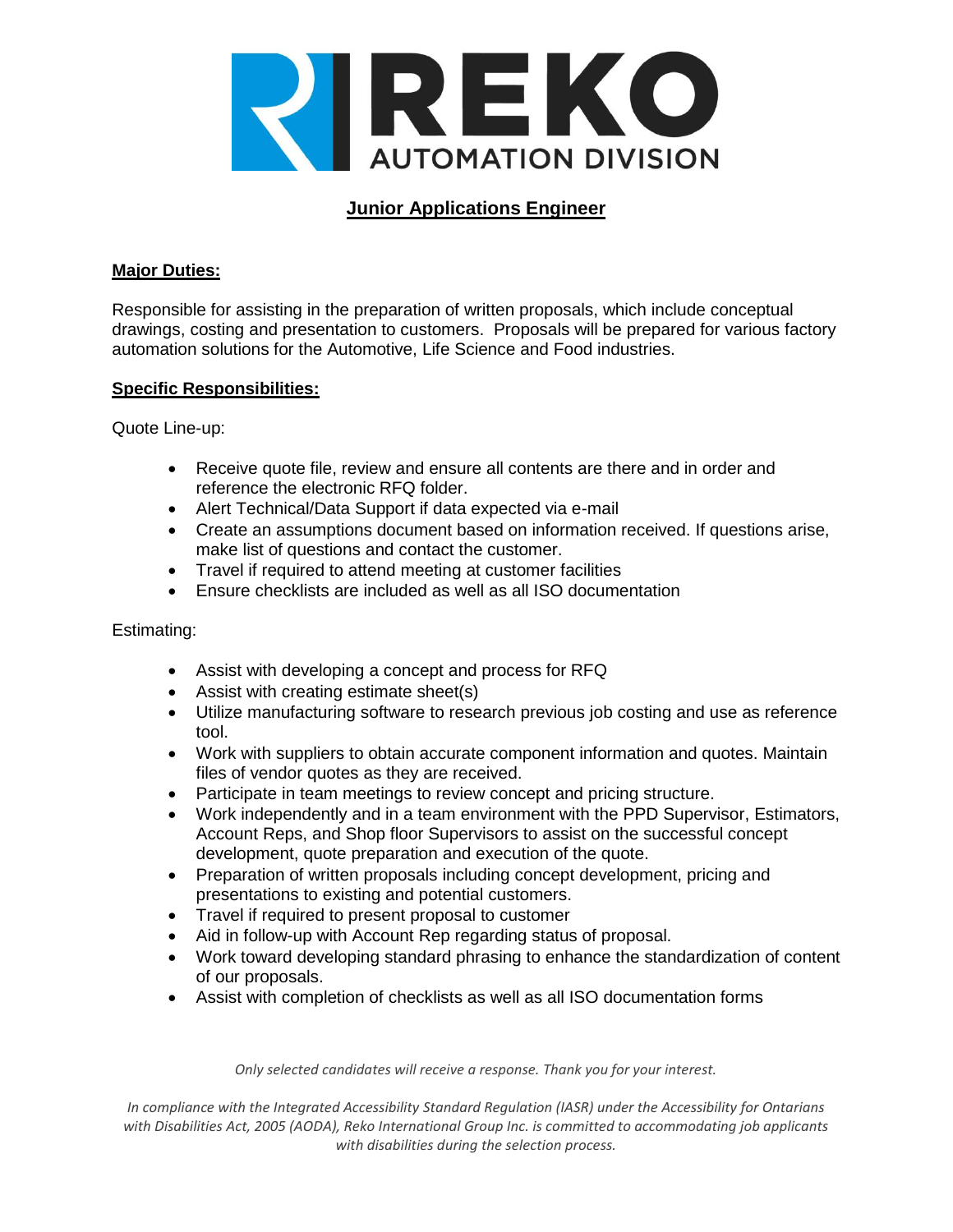REKO AUTOMATION DIVISION

# Junior Applications Engineer

## Major Duties:

Responsible for assisting in the preparation of written proposals, which include conceptual drawings, costing and presentation to customers. Proposals will be prepared for various factory automation solutions for the Automotive, Life Science and Food industries.

## Specific Responsibilities:

Quote Line-up:

- Receive quote file, review and ensure all contents are there and in order and reference the electronic RFQ folder.
- Alert Technical/Data Support if data expected via e-mail
- Create an assumptions document based on information received. If questions arise, make list of questions and contact the customer.
- Travel if required to attend meeting at customer facilities
- Ensure checklists are included as well as all ISO documentation

Estimating:

- Assist with developing a concept and process for RFQ
- Assist with creating estimate sheet(s)
- Utilize manufacturing software to research previous job costing and use as reference tool.
- Work with suppliers to obtain accurate component information and quotes. Maintain files of vendor quotes as they are received.
- Participate in team meetings to review concept and pricing structure.
- Work independently and in a team environment with the PPD Supervisor, Estimators, Account Reps, and Shop floor Supervisors to assist on the successful concept development, quote preparation and execution of the quote.
- Preparation of written proposals including concept development, pricing and presentations to existing and potential customers.
- Travel if required to present proposal to customer
- Aid in follow-up with Account Rep regarding status of proposal.
- Work toward developing standard phrasing to enhance the standardization of content of our proposals.
- Assist with completion of checklists as well as all ISO documentation forms

*Only selected candidates will receive a response. Thank you for your interest.*

*In compliance with the Integrated Accessibility Standard Regulation (IASR) under the Accessibility for Ontarians with Disabilities Act, 2005 (AODA), Reko International Group Inc. is committed to accommodating job applicants with disabilities during the selection process.*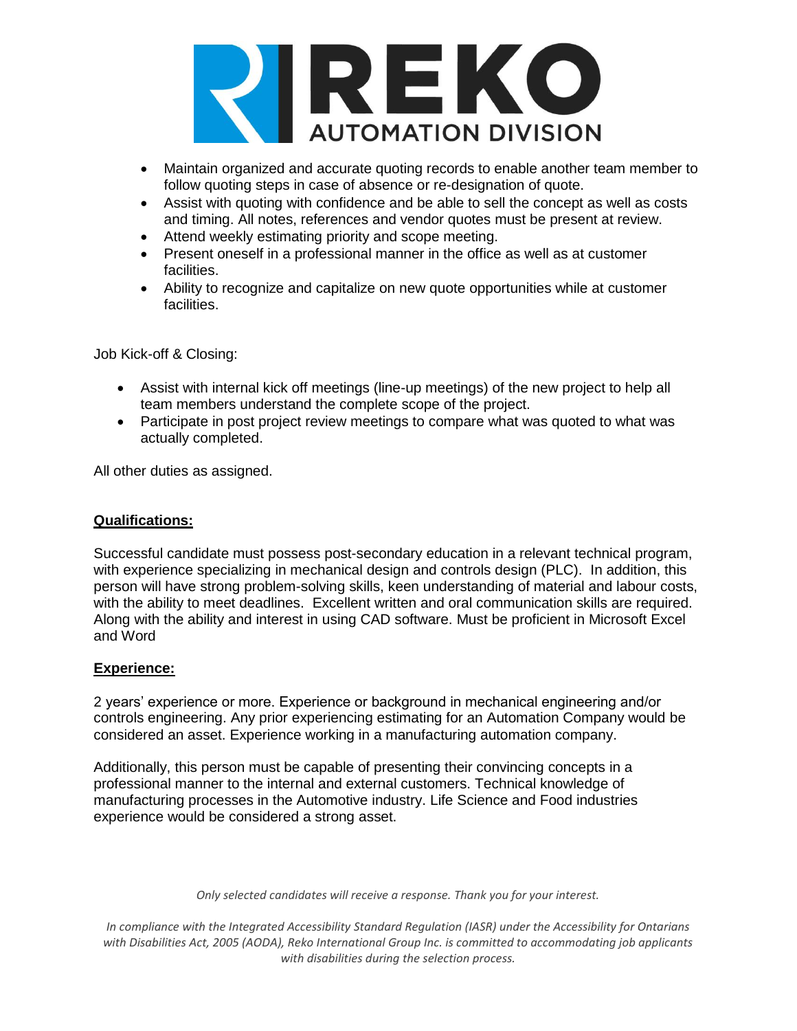- Maintain organized and accurate quoting records to enable another team member to follow quoting steps in case of absence or re-designation of quote.
- Assist with quoting with confidence and be able to sell the concept as well as costs and timing. All notes, references and vendor quotes must be present at review.
- Attend weekly estimating priority and scope meeting.
- Present oneself in a professional manner in the office as well as at customer facilities.
- Ability to recognize and capitalize on new quote opportunities while at customer facilities.

Job Kick-off & Closing:

- Assist with internal kick off meetings (line-up meetings) of the new project to help all team members understand the complete scope of the project.
- Participate in post project review meetings to compare what was quoted to what was actually completed.

All other duties as assigned.

## Qualifications:

Successful candidate must possess post-secondary education in a relevant technical program, with experience specializing in mechanical design and controls design (PLC). In addition, this person will have strong problem-solving skills, keen understanding of material and labour costs, with the ability to meet deadlines. Excellent written and oral communication skills are required. Along with the ability and interest in using CAD software. Must be proficient in Microsoft Excel and Word

## Experience:

2 years' experience or more. Experience or background in mechanical engineering and/or controls engineering. Any prior experiencing estimating for an Automation Company would be considered an asset. Experience working in a manufacturing automation company.

Additionally, this person must be capable of presenting their convincing concepts in a professional manner to the internal and external customers. Technical knowledge of manufacturing processes in the Automotive industry. Life Science and Food industries experience would be considered a strong asset.

*Only selected candidates will receive a response. Thank you for your interest.*

*In compliance with the Integrated Accessibility Standard Regulation (IASR) under the Accessibility for Ontarians with Disabilities Act, 2005 (AODA), Reko International Group Inc. is committed to accommodating job applicants with disabilities during the selection process.*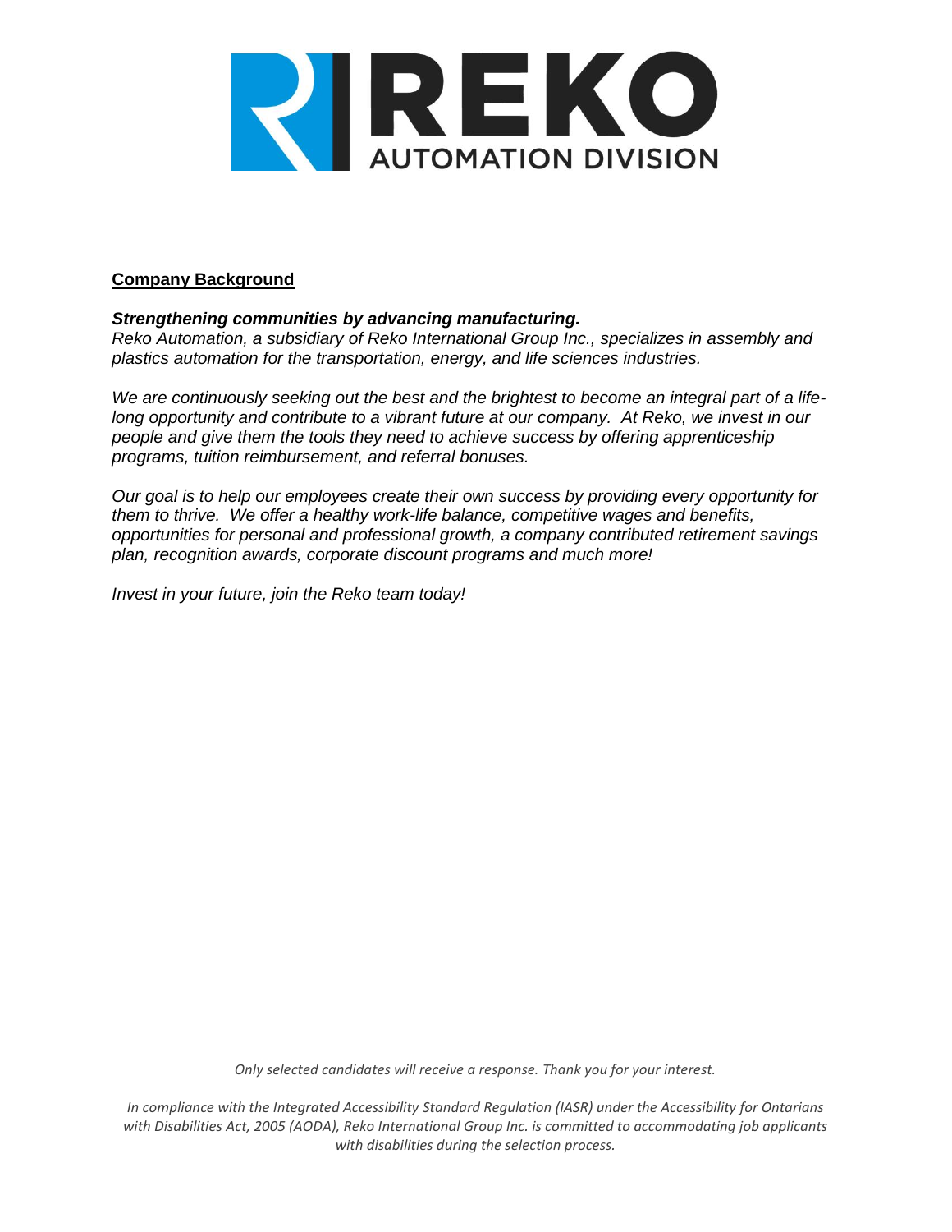## Company Background

***Strengthening communities by advancing manufacturing.***
*Reko Automation, a subsidiary of Reko International Group Inc., specializes in assembly and plastics automation for the transportation, energy, and life sciences industries.*

*We are continuously seeking out the best and the brightest to become an integral part of a life-long opportunity and contribute to a vibrant future at our company. At Reko, we invest in our people and give them the tools they need to achieve success by offering apprenticeship programs, tuition reimbursement, and referral bonuses.*

*Our goal is to help our employees create their own success by providing every opportunity for them to thrive. We offer a healthy work-life balance, competitive wages and benefits, opportunities for personal and professional growth, a company contributed retirement savings plan, recognition awards, corporate discount programs and much more!*

*Invest in your future, join the Reko team today!*

*Only selected candidates will receive a response. Thank you for your interest.*

*In compliance with the Integrated Accessibility Standard Regulation (IASR) under the Accessibility for Ontarians with Disabilities Act, 2005 (AODA), Reko International Group Inc. is committed to accommodating job applicants with disabilities during the selection process.*